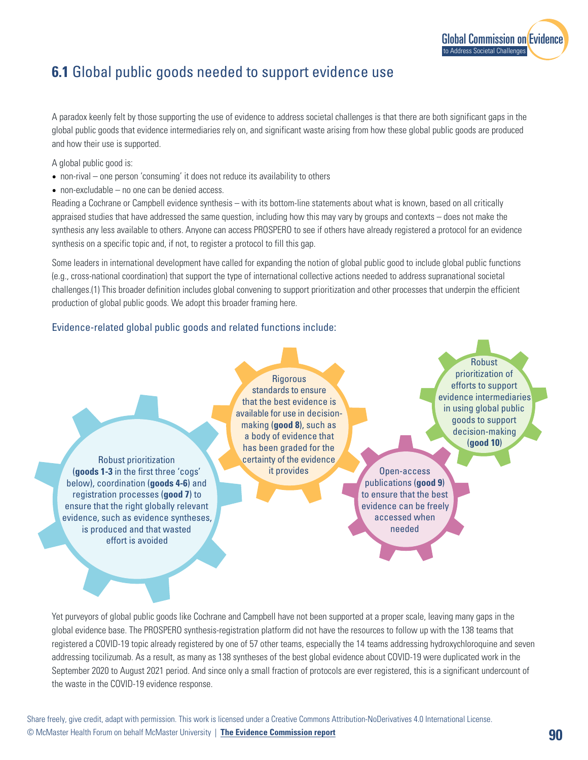## 6.1 Global public goods needed to support evidence use

A paradox keenly felt by those supporting the use of evidence to address societal challenges is that there are both significant gaps in the global public goods that evidence intermediaries rely on, and significant waste arising from how these global public goods are produced and how their use is supported.

A global public good is:

- non-rival – one person 'consuming' it does not reduce its availability to others
- non-excludable – no one can be denied access.

Reading a Cochrane or Campbell evidence synthesis – with its bottom-line statements about what is known, based on all critically appraised studies that have addressed the same question, including how this may vary by groups and contexts – does not make the synthesis any less available to others. Anyone can access PROSPERO to see if others have already registered a protocol for an evidence synthesis on a specific topic and, if not, to register a protocol to fill this gap.

Some leaders in international development have called for expanding the notion of global public good to include global public functions (e.g., cross-national coordination) that support the type of international collective actions needed to address supranational societal challenges.(1) This broader definition includes global convening to support prioritization and other processes that underpin the efficient production of global public goods. We adopt this broader framing here.

### Evidence-related global public goods and related functions include:

- Robust prioritization (**goods 1-3** in the first three 'cogs' below), coordination (**goods 4-6**) and registration processes (**good 7**) to ensure that the right globally relevant evidence, such as evidence syntheses, is produced and that wasted effort is avoided
- Rigorous standards to ensure that the best evidence is available for use in decision-making (**good 8**), such as a body of evidence that has been graded for the certainty of the evidence it provides
- Open-access publications (**good 9**) to ensure that the best evidence can be freely accessed when needed
- Robust prioritization of efforts to support evidence intermediaries in using global public goods to support decision-making (**good 10**)

Yet purveyors of global public goods like Cochrane and Campbell have not been supported at a proper scale, leaving many gaps in the global evidence base. The PROSPERO synthesis-registration platform did not have the resources to follow up with the 138 teams that registered a COVID-19 topic already registered by one of 57 other teams, especially the 14 teams addressing hydroxychloroquine and seven addressing tocilizumab. As a result, as many as 138 syntheses of the best global evidence about COVID-19 were duplicated work in the September 2020 to August 2021 period. And since only a small fraction of protocols are ever registered, this is a significant undercount of the waste in the COVID-19 evidence response.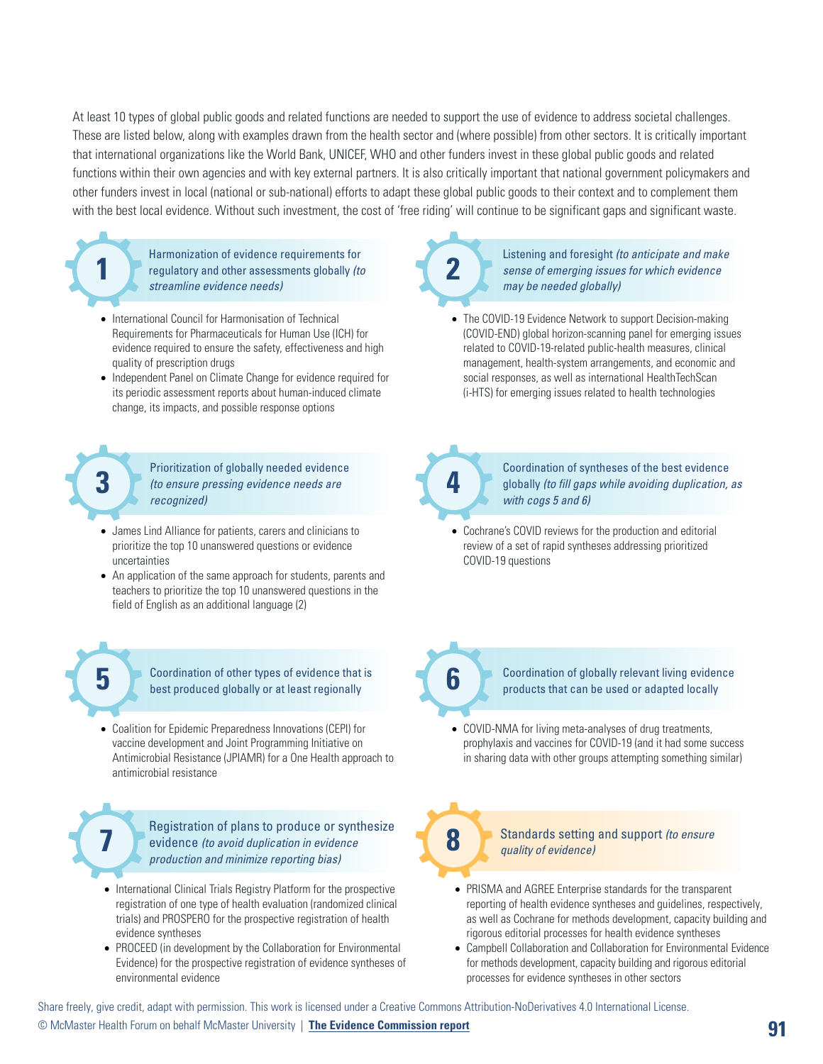At least 10 types of global public goods and related functions are needed to support the use of evidence to address societal challenges. These are listed below, along with examples drawn from the health sector and (where possible) from other sectors. It is critically important that international organizations like the World Bank, UNICEF, WHO and other funders invest in these global public goods and related functions within their own agencies and with key external partners. It is also critically important that national government policymakers and other funders invest in local (national or sub-national) efforts to adapt these global public goods to their context and to complement them with the best local evidence. Without such investment, the cost of 'free riding' will continue to be significant gaps and significant waste.

### 1 Harmonization of evidence requirements for regulatory and other assessments globally *(to streamline evidence needs)*

- International Council for Harmonisation of Technical Requirements for Pharmaceuticals for Human Use (ICH) for evidence required to ensure the safety, effectiveness and high quality of prescription drugs
- Independent Panel on Climate Change for evidence required for its periodic assessment reports about human-induced climate change, its impacts, and possible response options

### 2 Listening and foresight *(to anticipate and make sense of emerging issues for which evidence may be needed globally)*

- The COVID-19 Evidence Network to support Decision-making (COVID-END) global horizon-scanning panel for emerging issues related to COVID-19-related public-health measures, clinical management, health-system arrangements, and economic and social responses, as well as international HealthTechScan (i-HTS) for emerging issues related to health technologies

### 3 Prioritization of globally needed evidence *(to ensure pressing evidence needs are recognized)*

- James Lind Alliance for patients, carers and clinicians to prioritize the top 10 unanswered questions or evidence uncertainties
- An application of the same approach for students, parents and teachers to prioritize the top 10 unanswered questions in the field of English as an additional language (2)

### 4 Coordination of syntheses of the best evidence globally *(to fill gaps while avoiding duplication, as with cogs 5 and 6)*

- Cochrane's COVID reviews for the production and editorial review of a set of rapid syntheses addressing prioritized COVID-19 questions

### 5 Coordination of other types of evidence that is best produced globally or at least regionally

- Coalition for Epidemic Preparedness Innovations (CEPI) for vaccine development and Joint Programming Initiative on Antimicrobial Resistance (JPIAMR) for a One Health approach to antimicrobial resistance

### 6 Coordination of globally relevant living evidence products that can be used or adapted locally

- COVID-NMA for living meta-analyses of drug treatments, prophylaxis and vaccines for COVID-19 (and it had some success in sharing data with other groups attempting something similar)

### 7 Registration of plans to produce or synthesize evidence *(to avoid duplication in evidence production and minimize reporting bias)*

- International Clinical Trials Registry Platform for the prospective registration of one type of health evaluation (randomized clinical trials) and PROSPERO for the prospective registration of health evidence syntheses
- PROCEED (in development by the Collaboration for Environmental Evidence) for the prospective registration of evidence syntheses of environmental evidence

### 8 Standards setting and support *(to ensure quality of evidence)*

- PRISMA and AGREE Enterprise standards for the transparent reporting of health evidence syntheses and guidelines, respectively, as well as Cochrane for methods development, capacity building and rigorous editorial processes for health evidence syntheses
- Campbell Collaboration and Collaboration for Environmental Evidence for methods development, capacity building and rigorous editorial processes for evidence syntheses in other sectors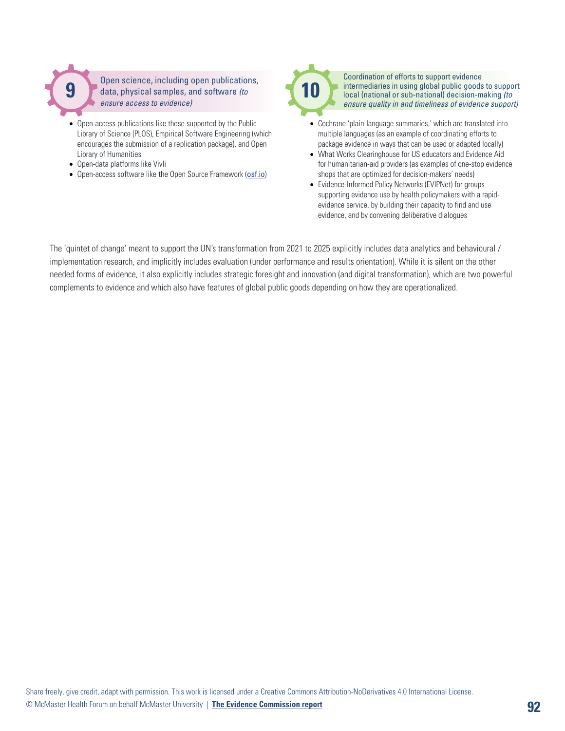**9** Open science, including open publications, data, physical samples, and software *(to ensure access to evidence)*

- Open-access publications like those supported by the Public Library of Science (PLOS), Empirical Software Engineering (which encourages the submission of a replication package), and Open Library of Humanities
- Open-data platforms like Vivli
- Open-access software like the Open Source Framework (osf.io)

**10** Coordination of efforts to support evidence intermediaries in using global public goods to support local (national or sub-national) decision-making *(to ensure quality in and timeliness of evidence support)*

- Cochrane 'plain-language summaries,' which are translated into multiple languages (as an example of coordinating efforts to package evidence in ways that can be used or adapted locally)
- What Works Clearinghouse for US educators and Evidence Aid for humanitarian-aid providers (as examples of one-stop evidence shops that are optimized for decision-makers' needs)
- Evidence-Informed Policy Networks (EVIPNet) for groups supporting evidence use by health policymakers with a rapid-evidence service, by building their capacity to find and use evidence, and by convening deliberative dialogues

The 'quintet of change' meant to support the UN's transformation from 2021 to 2025 explicitly includes data analytics and behavioural / implementation research, and implicitly includes evaluation (under performance and results orientation). While it is silent on the other needed forms of evidence, it also explicitly includes strategic foresight and innovation (and digital transformation), which are two powerful complements to evidence and which also have features of global public goods depending on how they are operationalized.